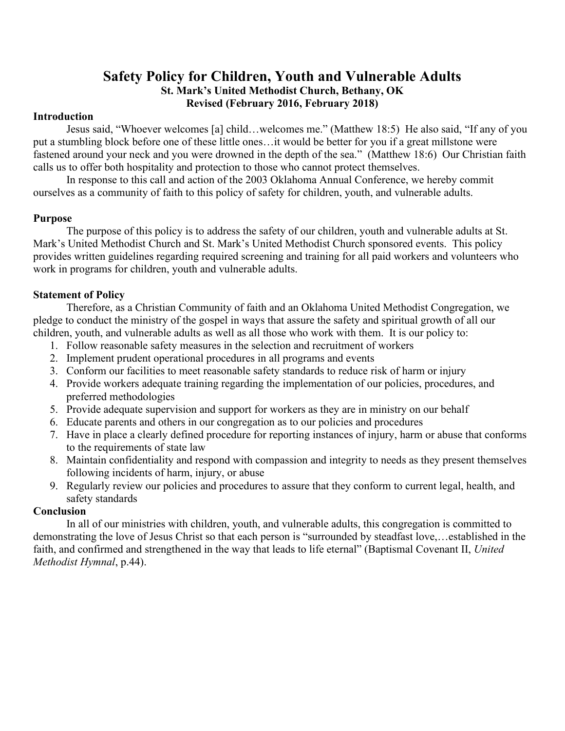# Safety Policy for Children, Youth and Vulnerable Adults

**St. Mark's United Methodist Church, Bethany, OK**

**Revised (February 2016, February 2018)**

## Introduction

Jesus said, "Whoever welcomes [a] child…welcomes me." (Matthew 18:5) He also said, "If any of you put a stumbling block before one of these little ones…it would be better for you if a great millstone were fastened around your neck and you were drowned in the depth of the sea." (Matthew 18:6) Our Christian faith calls us to offer both hospitality and protection to those who cannot protect themselves.

In response to this call and action of the 2003 Oklahoma Annual Conference, we hereby commit ourselves as a community of faith to this policy of safety for children, youth, and vulnerable adults.

## Purpose

The purpose of this policy is to address the safety of our children, youth and vulnerable adults at St. Mark's United Methodist Church and St. Mark's United Methodist Church sponsored events. This policy provides written guidelines regarding required screening and training for all paid workers and volunteers who work in programs for children, youth and vulnerable adults.

## Statement of Policy

Therefore, as a Christian Community of faith and an Oklahoma United Methodist Congregation, we pledge to conduct the ministry of the gospel in ways that assure the safety and spiritual growth of all our children, youth, and vulnerable adults as well as all those who work with them. It is our policy to:

1. Follow reasonable safety measures in the selection and recruitment of workers
2. Implement prudent operational procedures in all programs and events
3. Conform our facilities to meet reasonable safety standards to reduce risk of harm or injury
4. Provide workers adequate training regarding the implementation of our policies, procedures, and preferred methodologies
5. Provide adequate supervision and support for workers as they are in ministry on our behalf
6. Educate parents and others in our congregation as to our policies and procedures
7. Have in place a clearly defined procedure for reporting instances of injury, harm or abuse that conforms to the requirements of state law
8. Maintain confidentiality and respond with compassion and integrity to needs as they present themselves following incidents of harm, injury, or abuse
9. Regularly review our policies and procedures to assure that they conform to current legal, health, and safety standards

## Conclusion

In all of our ministries with children, youth, and vulnerable adults, this congregation is committed to demonstrating the love of Jesus Christ so that each person is "surrounded by steadfast love,…established in the faith, and confirmed and strengthened in the way that leads to life eternal" (Baptismal Covenant II, *United Methodist Hymnal*, p.44).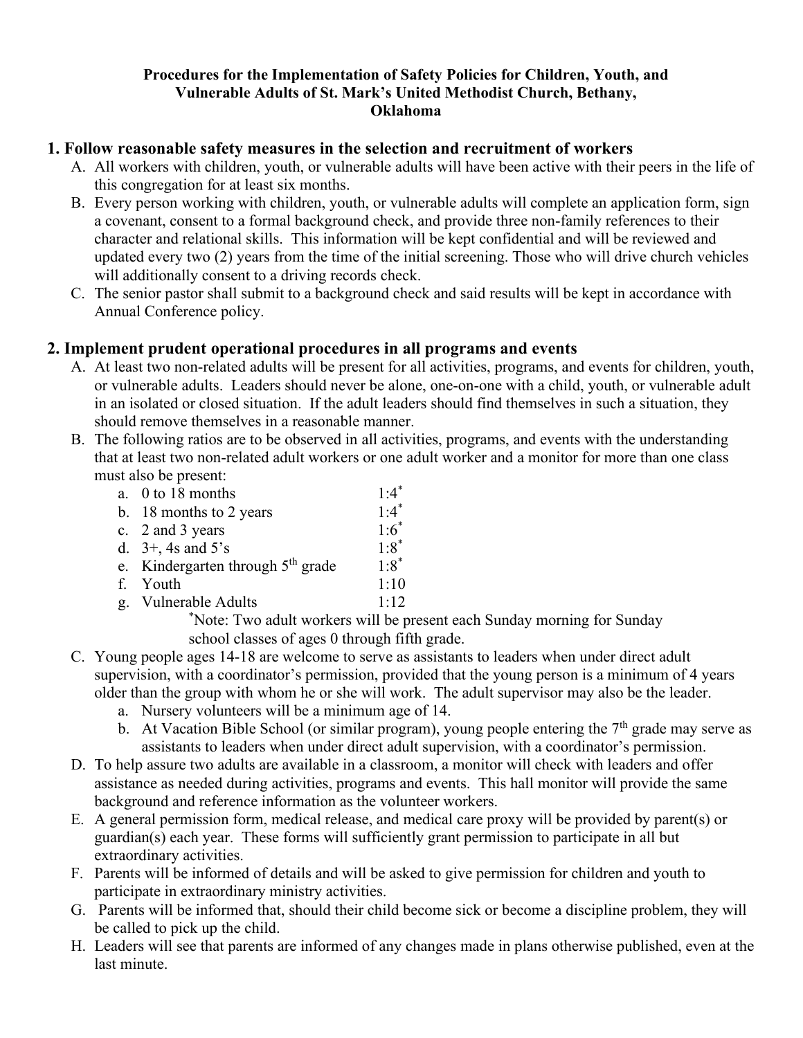**Procedures for the Implementation of Safety Policies for Children, Youth, and Vulnerable Adults of St. Mark's United Methodist Church, Bethany, Oklahoma**

## 1. Follow reasonable safety measures in the selection and recruitment of workers

A. All workers with children, youth, or vulnerable adults will have been active with their peers in the life of this congregation for at least six months.

B. Every person working with children, youth, or vulnerable adults will complete an application form, sign a covenant, consent to a formal background check, and provide three non-family references to their character and relational skills. This information will be kept confidential and will be reviewed and updated every two (2) years from the time of the initial screening. Those who will drive church vehicles will additionally consent to a driving records check.

C. The senior pastor shall submit to a background check and said results will be kept in accordance with Annual Conference policy.

## 2. Implement prudent operational procedures in all programs and events

A. At least two non-related adults will be present for all activities, programs, and events for children, youth, or vulnerable adults. Leaders should never be alone, one-on-one with a child, youth, or vulnerable adult in an isolated or closed situation. If the adult leaders should find themselves in such a situation, they should remove themselves in a reasonable manner.

B. The following ratios are to be observed in all activities, programs, and events with the understanding that at least two non-related adult workers or one adult worker and a monitor for more than one class must also be present:

   a. 0 to 18 months — 1:4*
   b. 18 months to 2 years — 1:4*
   c. 2 and 3 years — 1:6*
   d. 3+, 4s and 5's — 1:8*
   e. Kindergarten through 5th grade — 1:8*
   f. Youth — 1:10
   g. Vulnerable Adults — 1:12

   *Note: Two adult workers will be present each Sunday morning for Sunday school classes of ages 0 through fifth grade.

C. Young people ages 14-18 are welcome to serve as assistants to leaders when under direct adult supervision, with a coordinator's permission, provided that the young person is a minimum of 4 years older than the group with whom he or she will work. The adult supervisor may also be the leader.

   a. Nursery volunteers will be a minimum age of 14.
   b. At Vacation Bible School (or similar program), young people entering the 7th grade may serve as assistants to leaders when under direct adult supervision, with a coordinator's permission.

D. To help assure two adults are available in a classroom, a monitor will check with leaders and offer assistance as needed during activities, programs and events. This hall monitor will provide the same background and reference information as the volunteer workers.

E. A general permission form, medical release, and medical care proxy will be provided by parent(s) or guardian(s) each year. These forms will sufficiently grant permission to participate in all but extraordinary activities.

F. Parents will be informed of details and will be asked to give permission for children and youth to participate in extraordinary ministry activities.

G. Parents will be informed that, should their child become sick or become a discipline problem, they will be called to pick up the child.

H. Leaders will see that parents are informed of any changes made in plans otherwise published, even at the last minute.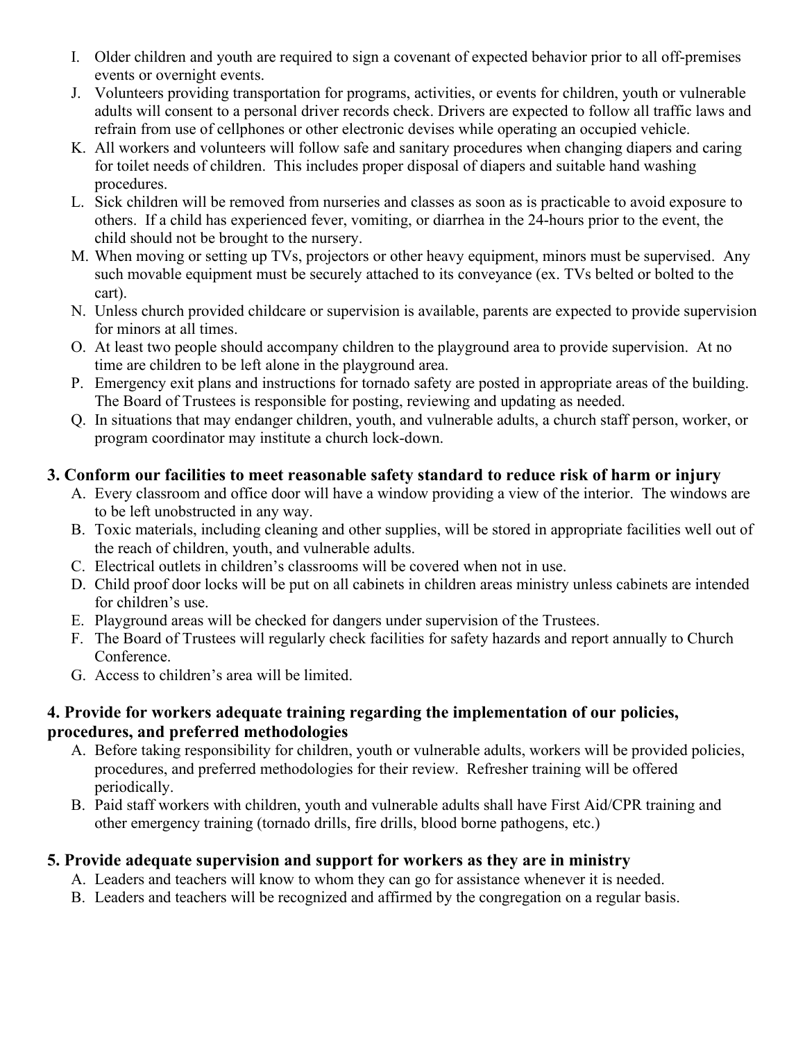I. Older children and youth are required to sign a covenant of expected behavior prior to all off-premises events or overnight events.
J. Volunteers providing transportation for programs, activities, or events for children, youth or vulnerable adults will consent to a personal driver records check. Drivers are expected to follow all traffic laws and refrain from use of cellphones or other electronic devises while operating an occupied vehicle.
K. All workers and volunteers will follow safe and sanitary procedures when changing diapers and caring for toilet needs of children. This includes proper disposal of diapers and suitable hand washing procedures.
L. Sick children will be removed from nurseries and classes as soon as is practicable to avoid exposure to others. If a child has experienced fever, vomiting, or diarrhea in the 24-hours prior to the event, the child should not be brought to the nursery.
M. When moving or setting up TVs, projectors or other heavy equipment, minors must be supervised. Any such movable equipment must be securely attached to its conveyance (ex. TVs belted or bolted to the cart).
N. Unless church provided childcare or supervision is available, parents are expected to provide supervision for minors at all times.
O. At least two people should accompany children to the playground area to provide supervision. At no time are children to be left alone in the playground area.
P. Emergency exit plans and instructions for tornado safety are posted in appropriate areas of the building. The Board of Trustees is responsible for posting, reviewing and updating as needed.
Q. In situations that may endanger children, youth, and vulnerable adults, a church staff person, worker, or program coordinator may institute a church lock-down.

### 3. Conform our facilities to meet reasonable safety standard to reduce risk of harm or injury

A. Every classroom and office door will have a window providing a view of the interior. The windows are to be left unobstructed in any way.
B. Toxic materials, including cleaning and other supplies, will be stored in appropriate facilities well out of the reach of children, youth, and vulnerable adults.
C. Electrical outlets in children's classrooms will be covered when not in use.
D. Child proof door locks will be put on all cabinets in children areas ministry unless cabinets are intended for children's use.
E. Playground areas will be checked for dangers under supervision of the Trustees.
F. The Board of Trustees will regularly check facilities for safety hazards and report annually to Church Conference.
G. Access to children's area will be limited.

### 4. Provide for workers adequate training regarding the implementation of our policies, procedures, and preferred methodologies

A. Before taking responsibility for children, youth or vulnerable adults, workers will be provided policies, procedures, and preferred methodologies for their review. Refresher training will be offered periodically.
B. Paid staff workers with children, youth and vulnerable adults shall have First Aid/CPR training and other emergency training (tornado drills, fire drills, blood borne pathogens, etc.)

### 5. Provide adequate supervision and support for workers as they are in ministry

A. Leaders and teachers will know to whom they can go for assistance whenever it is needed.
B. Leaders and teachers will be recognized and affirmed by the congregation on a regular basis.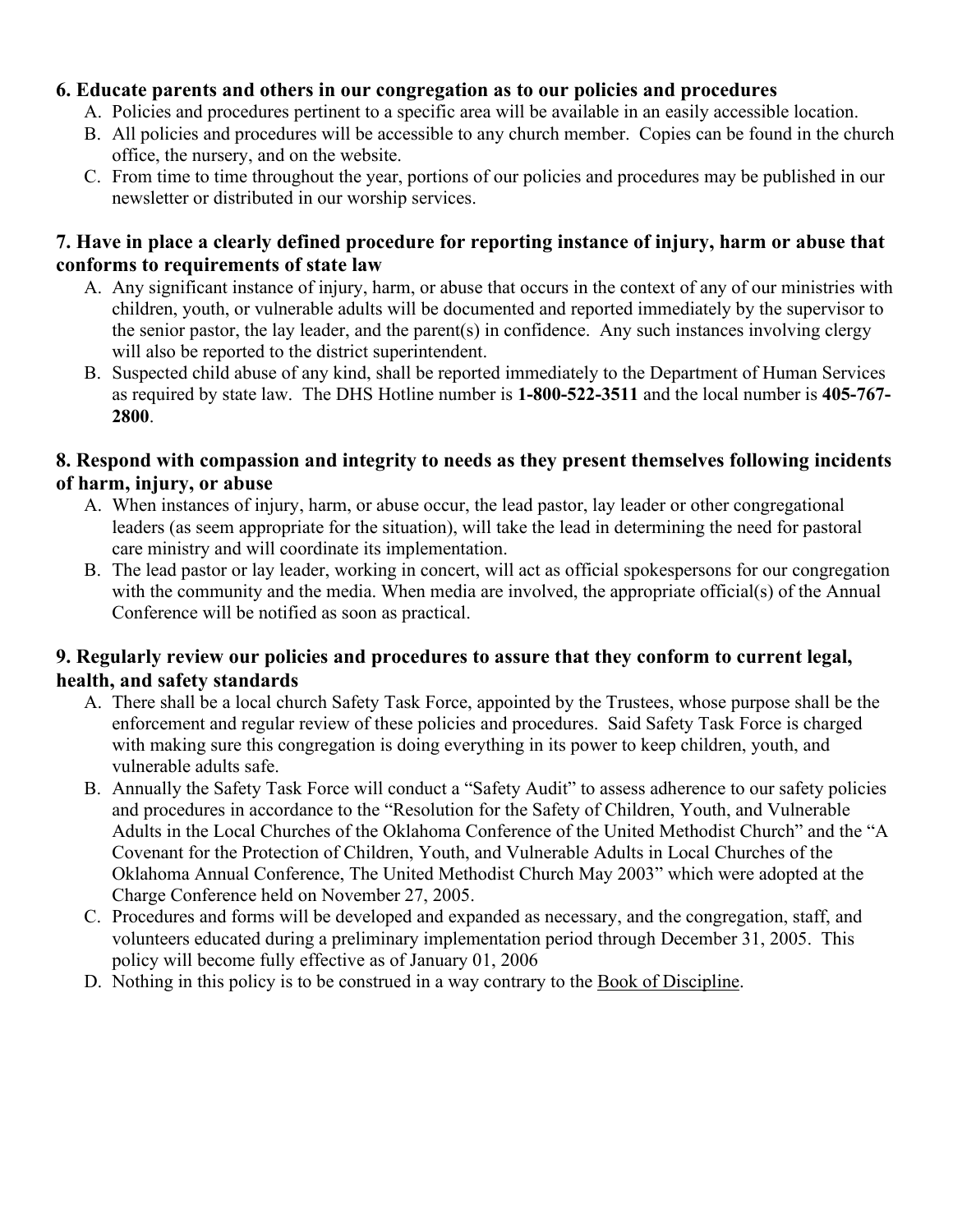**6. Educate parents and others in our congregation as to our policies and procedures**

A. Policies and procedures pertinent to a specific area will be available in an easily accessible location.
B. All policies and procedures will be accessible to any church member. Copies can be found in the church office, the nursery, and on the website.
C. From time to time throughout the year, portions of our policies and procedures may be published in our newsletter or distributed in our worship services.

**7. Have in place a clearly defined procedure for reporting instance of injury, harm or abuse that conforms to requirements of state law**

A. Any significant instance of injury, harm, or abuse that occurs in the context of any of our ministries with children, youth, or vulnerable adults will be documented and reported immediately by the supervisor to the senior pastor, the lay leader, and the parent(s) in confidence. Any such instances involving clergy will also be reported to the district superintendent.
B. Suspected child abuse of any kind, shall be reported immediately to the Department of Human Services as required by state law. The DHS Hotline number is **1-800-522-3511** and the local number is **405-767-2800**.

**8. Respond with compassion and integrity to needs as they present themselves following incidents of harm, injury, or abuse**

A. When instances of injury, harm, or abuse occur, the lead pastor, lay leader or other congregational leaders (as seem appropriate for the situation), will take the lead in determining the need for pastoral care ministry and will coordinate its implementation.
B. The lead pastor or lay leader, working in concert, will act as official spokespersons for our congregation with the community and the media. When media are involved, the appropriate official(s) of the Annual Conference will be notified as soon as practical.

**9. Regularly review our policies and procedures to assure that they conform to current legal, health, and safety standards**

A. There shall be a local church Safety Task Force, appointed by the Trustees, whose purpose shall be the enforcement and regular review of these policies and procedures. Said Safety Task Force is charged with making sure this congregation is doing everything in its power to keep children, youth, and vulnerable adults safe.
B. Annually the Safety Task Force will conduct a "Safety Audit" to assess adherence to our safety policies and procedures in accordance to the "Resolution for the Safety of Children, Youth, and Vulnerable Adults in the Local Churches of the Oklahoma Conference of the United Methodist Church" and the "A Covenant for the Protection of Children, Youth, and Vulnerable Adults in Local Churches of the Oklahoma Annual Conference, The United Methodist Church May 2003" which were adopted at the Charge Conference held on November 27, 2005.
C. Procedures and forms will be developed and expanded as necessary, and the congregation, staff, and volunteers educated during a preliminary implementation period through December 31, 2005. This policy will become fully effective as of January 01, 2006
D. Nothing in this policy is to be construed in a way contrary to the Book of Discipline.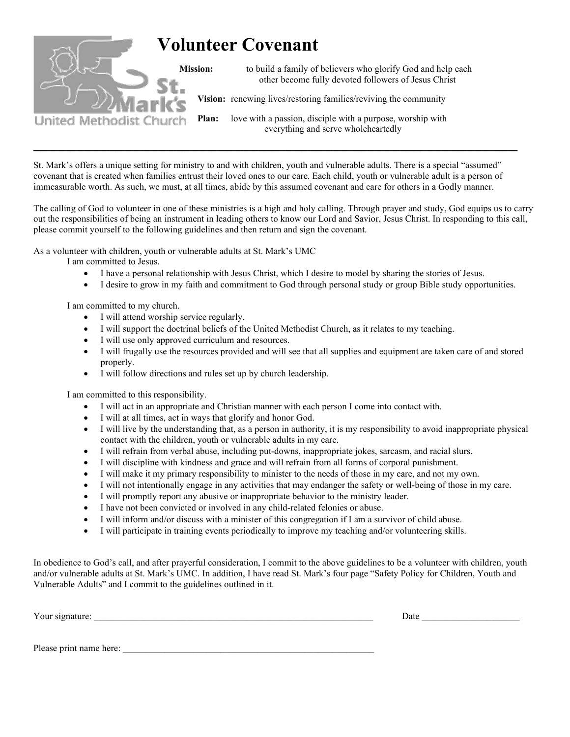# Volunteer Covenant

St. Mark's United Methodist Church

**Mission:** to build a family of believers who glorify God and help each other become fully devoted followers of Jesus Christ

**Vision:** renewing lives/restoring families/reviving the community

**Plan:** love with a passion, disciple with a purpose, worship with everything and serve wholeheartedly

---

St. Mark's offers a unique setting for ministry to and with children, youth and vulnerable adults. There is a special "assumed" covenant that is created when families entrust their loved ones to our care. Each child, youth or vulnerable adult is a person of immeasurable worth. As such, we must, at all times, abide by this assumed covenant and care for others in a Godly manner.

The calling of God to volunteer in one of these ministries is a high and holy calling. Through prayer and study, God equips us to carry out the responsibilities of being an instrument in leading others to know our Lord and Savior, Jesus Christ. In responding to this call, please commit yourself to the following guidelines and then return and sign the covenant.

As a volunteer with children, youth or vulnerable adults at St. Mark's UMC

I am committed to Jesus.

- I have a personal relationship with Jesus Christ, which I desire to model by sharing the stories of Jesus.
- I desire to grow in my faith and commitment to God through personal study or group Bible study opportunities.

I am committed to my church.

- I will attend worship service regularly.
- I will support the doctrinal beliefs of the United Methodist Church, as it relates to my teaching.
- I will use only approved curriculum and resources.
- I will frugally use the resources provided and will see that all supplies and equipment are taken care of and stored properly.
- I will follow directions and rules set up by church leadership.

I am committed to this responsibility.

- I will act in an appropriate and Christian manner with each person I come into contact with.
- I will at all times, act in ways that glorify and honor God.
- I will live by the understanding that, as a person in authority, it is my responsibility to avoid inappropriate physical contact with the children, youth or vulnerable adults in my care.
- I will refrain from verbal abuse, including put-downs, inappropriate jokes, sarcasm, and racial slurs.
- I will discipline with kindness and grace and will refrain from all forms of corporal punishment.
- I will make it my primary responsibility to minister to the needs of those in my care, and not my own.
- I will not intentionally engage in any activities that may endanger the safety or well-being of those in my care.
- I will promptly report any abusive or inappropriate behavior to the ministry leader.
- I have not been convicted or involved in any child-related felonies or abuse.
- I will inform and/or discuss with a minister of this congregation if I am a survivor of child abuse.
- I will participate in training events periodically to improve my teaching and/or volunteering skills.

In obedience to God's call, and after prayerful consideration, I commit to the above guidelines to be a volunteer with children, youth and/or vulnerable adults at St. Mark's UMC. In addition, I have read St. Mark's four page "Safety Policy for Children, Youth and Vulnerable Adults" and I commit to the guidelines outlined in it.

Your signature: ______________________________ Date ______________

Please print name here: ______________________________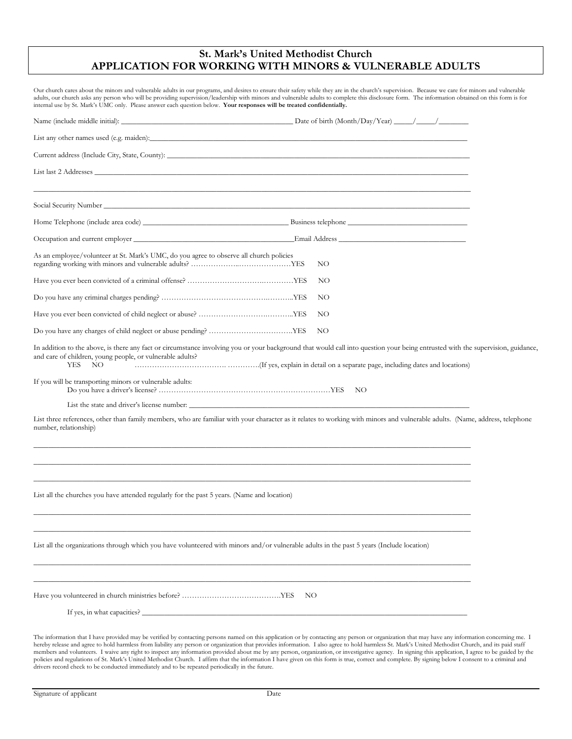# St. Mark's United Methodist Church
# APPLICATION FOR WORKING WITH MINORS & VULNERABLE ADULTS

Our church cares about the minors and vulnerable adults in our programs, and desires to ensure their safety while they are in the church's supervision. Because we care for minors and vulnerable adults, our church asks any person who will be providing supervision/leadership with minors and vulnerable adults to complete this disclosure form. The information obtained on this form is for internal use by St. Mark's UMC only. Please answer each question below. **Your responses will be treated confidentially.**

Name (include middle initial): ______________________________________________ Date of birth (Month/Day/Year) _____/_____/________

List any other names used (e.g. maiden):______________________________________________________________________________

Current address (Include City, State, County): _________________________________________________________________________

List last 2 Addresses ____________________________________________________________________________________________

_____________________________________________________________________________________________________________

Social Security Number ___________________________________________________________________________________________

Home Telephone (include area code) ________________________________________ Business telephone _______________________________

Occupation and current employer ___________________________________________Email Address _________________________________

As an employee/volunteer at St. Mark's UMC, do you agree to observe all church policies regarding working with minors and vulnerable adults? ………………..…………………YES NO

Have you ever been convicted of a criminal offense? ………………………..…………YES NO

Do you have any criminal charges pending? ……………………………………..……..YES NO

Have you ever been convicted of child neglect or abuse? …………………….………..YES NO

Do you have any charges of child neglect or abuse pending? ……………………………YES NO

In addition to the above, is there any fact or circumstance involving you or your background that would call into question your being entrusted with the supervision, guidance, and care of children, young people, or vulnerable adults?
YES NO ………………………………. ………….(If yes, explain in detail on a separate page, including dates and locations)

If you will be transporting minors or vulnerable adults:
Do you have a driver's license? ……………………………………………………………YES NO

List the state and driver's license number: ________________________________________________________________

List three references, other than family members, who are familiar with your character as it relates to working with minors and vulnerable adults. (Name, address, telephone number, relationship)

_____________________________________________________________________________________________________________

_____________________________________________________________________________________________________________

_____________________________________________________________________________________________________________

List all the churches you have attended regularly for the past 5 years. (Name and location)

_____________________________________________________________________________________________________________

_____________________________________________________________________________________________________________

List all the organizations through which you have volunteered with minors and/or vulnerable adults in the past 5 years (Include location)

_____________________________________________________________________________________________________________

_____________________________________________________________________________________________________________

Have you volunteered in church ministries before? ………………………………….YES NO

If yes, in what capacities? ______________________________________________________________________________

The information that I have provided may be verified by contacting persons named on this application or by contacting any person or organization that may have any information concerning me. I hereby release and agree to hold harmless from liability any person or organization that provides information. I also agree to hold harmless St. Mark's United Methodist Church, and its paid staff members and volunteers. I waive any right to inspect any information provided about me by any person, organization, or investigative agency. In signing this application, I agree to be guided by the policies and regulations of St. Mark's United Methodist Church. I affirm that the information I have given on this form is true, correct and complete. By signing below I consent to a criminal and drivers record check to be conducted immediately and to be repeated periodically in the future.

_____________________________________________________________________________________________________________

Signature of applicant Date